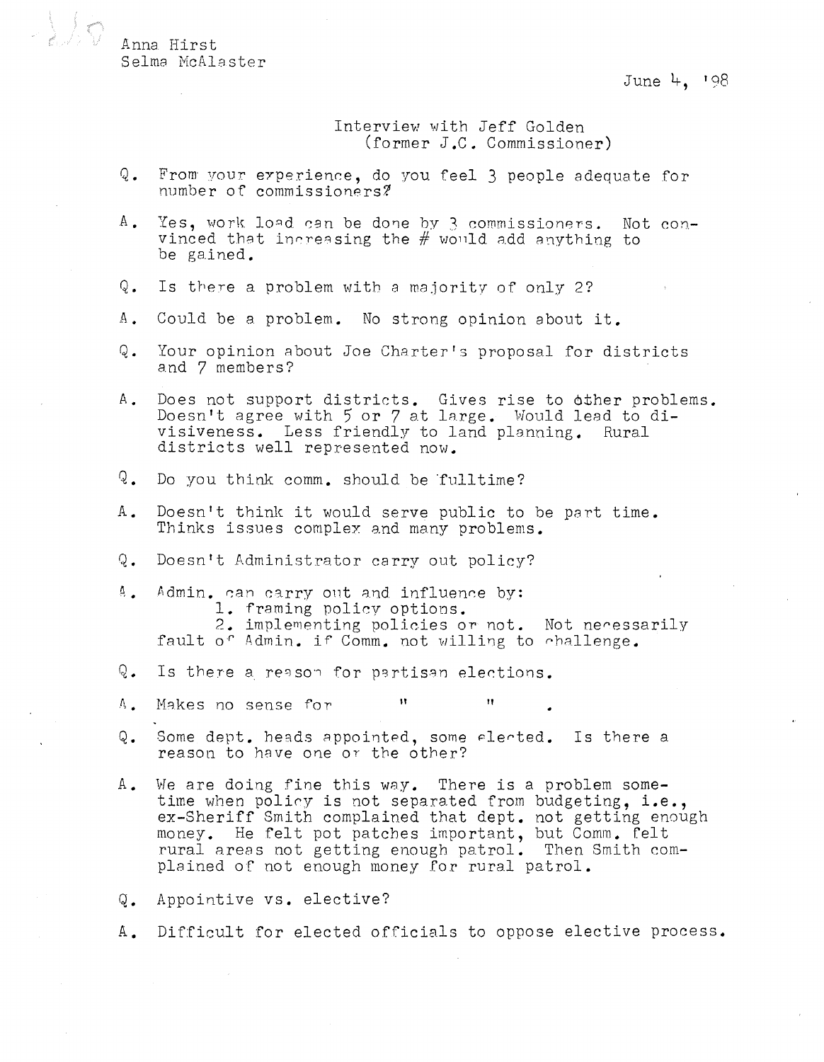Anna Hirst
Selma McAlaster

June 4, '98

Interview with Jeff Golden
(former J.C. Commissioner)

Q. From your experience, do you feel 3 people adequate for number of commissioners?

A. Yes, work load can be done by 3 commissioners. Not convinced that increasing the # would add anything to be gained.

Q. Is there a problem with a majority of only 2?

A. Could be a problem. No strong opinion about it.

Q. Your opinion about Joe Charter's proposal for districts and 7 members?

A. Does not support districts. Gives rise to other problems. Doesn't agree with 5 or 7 at large. Would lead to divisiveness. Less friendly to land planning. Rural districts well represented now.

Q. Do you think comm. should be fulltime?

A. Doesn't think it would serve public to be part time. Thinks issues complex and many problems.

Q. Doesn't Administrator carry out policy?

A. Admin. can carry out and influence by:
   1. framing policy options.
   2. implementing policies or not. Not necessarily fault of Admin. if Comm. not willing to challenge.

Q. Is there a reason for partisan elections.

A. Makes no sense for " " .

Q. Some dept. heads appointed, some elected. Is there a reason to have one or the other?

A. We are doing fine this way. There is a problem sometime when policy is not separated from budgeting, i.e., ex-Sheriff Smith complained that dept. not getting enough money. He felt pot patches important, but Comm. felt rural areas not getting enough patrol. Then Smith complained of not enough money for rural patrol.

Q. Appointive vs. elective?

A. Difficult for elected officials to oppose elective process.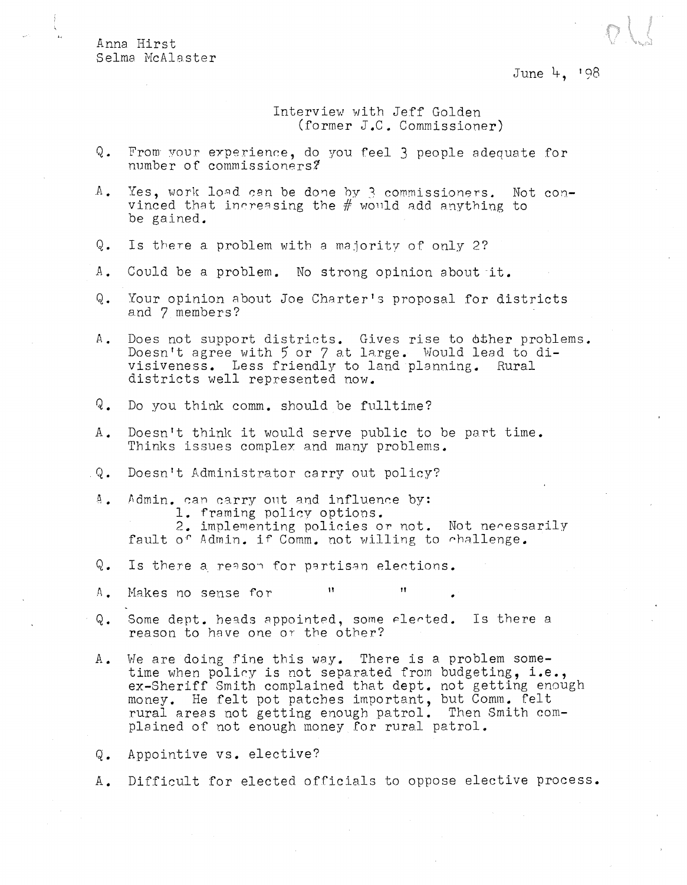Anna Hirst
Selma McAlaster

June 4, '98

Interview with Jeff Golden
(former J.C. Commissioner)

Q. From your experience, do you feel 3 people adequate for number of commissioners?

A. Yes, work load can be done by 3 commissioners. Not convinced that increasing the # would add anything to be gained.

Q. Is there a problem with a majority of only 2?

A. Could be a problem. No strong opinion about it.

Q. Your opinion about Joe Charter's proposal for districts and 7 members?

A. Does not support districts. Gives rise to other problems. Doesn't agree with 5 or 7 at large. Would lead to divisiveness. Less friendly to land planning. Rural districts well represented now.

Q. Do you think comm. should be fulltime?

A. Doesn't think it would serve public to be part time. Thinks issues complex and many problems.

Q. Doesn't Administrator carry out policy?

A. Admin. can carry out and influence by:
   1. framing policy options.
   2. implementing policies or not. Not necessarily fault of Admin. if Comm. not willing to challenge.

Q. Is there a reason for partisan elections.

A. Makes no sense for " " .

Q. Some dept. heads appointed, some elected. Is there a reason to have one or the other?

A. We are doing fine this way. There is a problem sometime when policy is not separated from budgeting, i.e., ex-Sheriff Smith complained that dept. not getting enough money. He felt pot patches important, but Comm. felt rural areas not getting enough patrol. Then Smith complained of not enough money for rural patrol.

Q. Appointive vs. elective?

A. Difficult for elected officials to oppose elective process.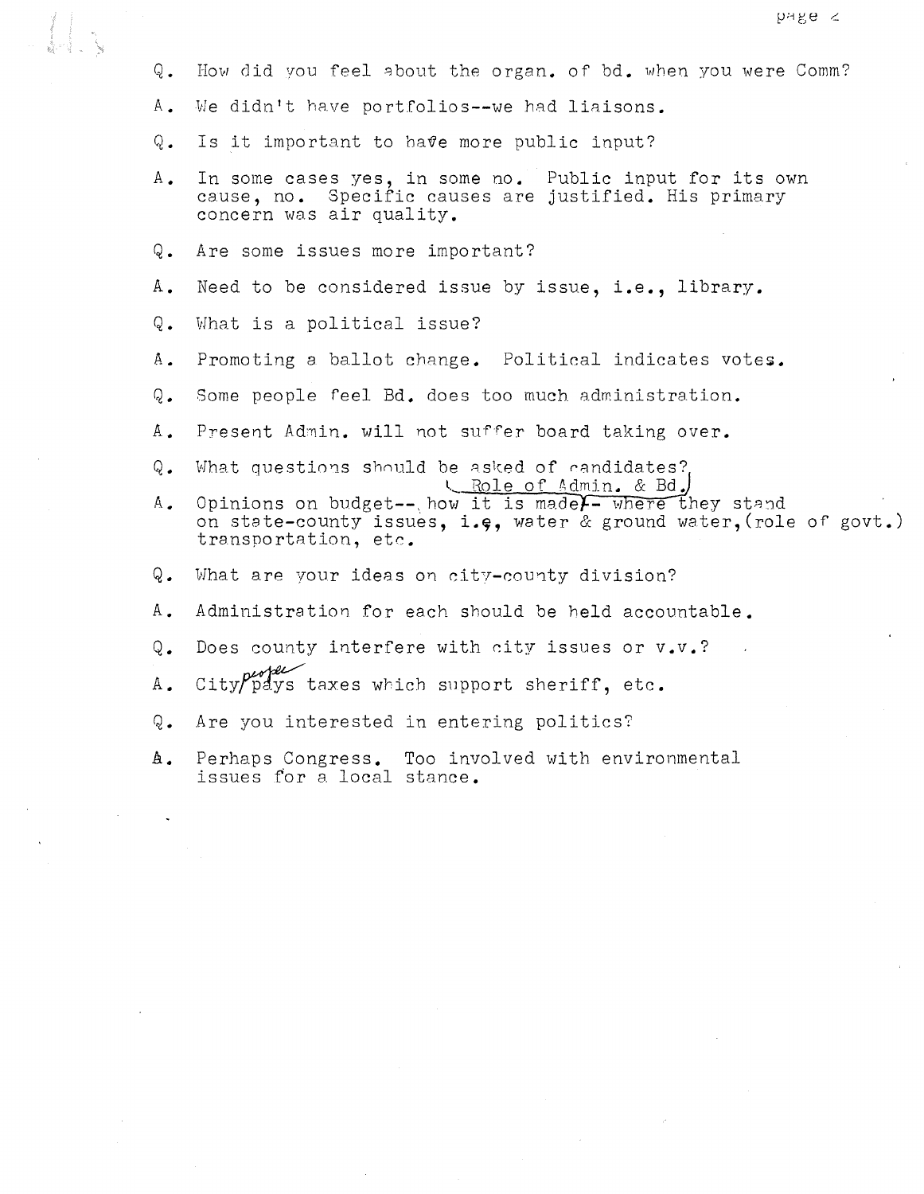Q. How did you feel about the organ. of bd. when you were Comm?

A. We didn't have portfolios--we had liaisons.

Q. Is it important to have more public input?

A. In some cases yes, in some no. Public input for its own cause, no. Specific causes are justified. His primary concern was air quality.

Q. Are some issues more important?

A. Need to be considered issue by issue, i.e., library.

Q. What is a political issue?

A. Promoting a ballot change. Political indicates votes.

Q. Some people feel Bd. does too much administration.

A. Present Admin. will not suffer board taking over.

Q. What questions should be asked of candidates?

A. Opinions on budget--how it is made (Role of Admin. & Bd.)-- where they stand on state-county issues, i.e, water & ground water,(role of govt.) transportation, etc.

Q. What are your ideas on city-county division?

A. Administration for each should be held accountable.

Q. Does county interfere with city issues or v.v.?

A. City people pays taxes which support sheriff, etc.

Q. Are you interested in entering politics?

A. Perhaps Congress. Too involved with environmental issues for a local stance.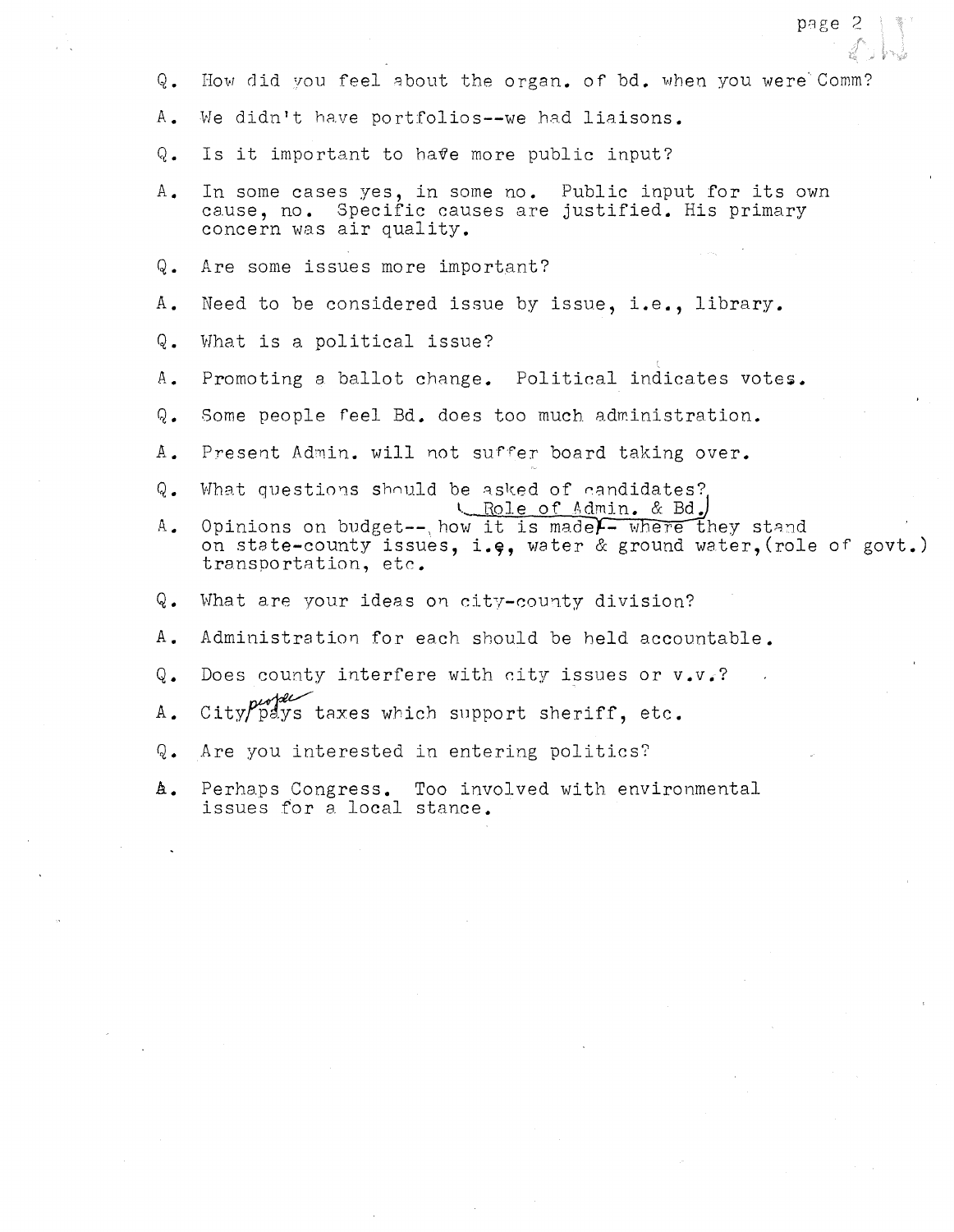Q. How did you feel about the organ. of bd. when you were Comm?

A. We didn't have portfolios--we had liaisons.

Q. Is it important to have more public input?

A. In some cases yes, in some no. Public input for its own cause, no. Specific causes are justified. His primary concern was air quality.

Q. Are some issues more important?

A. Need to be considered issue by issue, i.e., library.

Q. What is a political issue?

A. Promoting a ballot change. Political indicates votes.

Q. Some people feel Bd. does too much administration.

A. Present Admin. will not suffer board taking over.

Q. What questions should be asked of candidates? Role of Admin. & Bd.

A. Opinions on budget--how it is made-- where they stand on state-county issues, i.e, water & ground water,(role of govt.) transportation, etc.

Q. What are your ideas on city-county division?

A. Administration for each should be held accountable.

Q. Does county interfere with city issues or v.v.?

A. City people pays taxes which support sheriff, etc.

Q. Are you interested in entering politics?

A. Perhaps Congress. Too involved with environmental issues for a local stance.